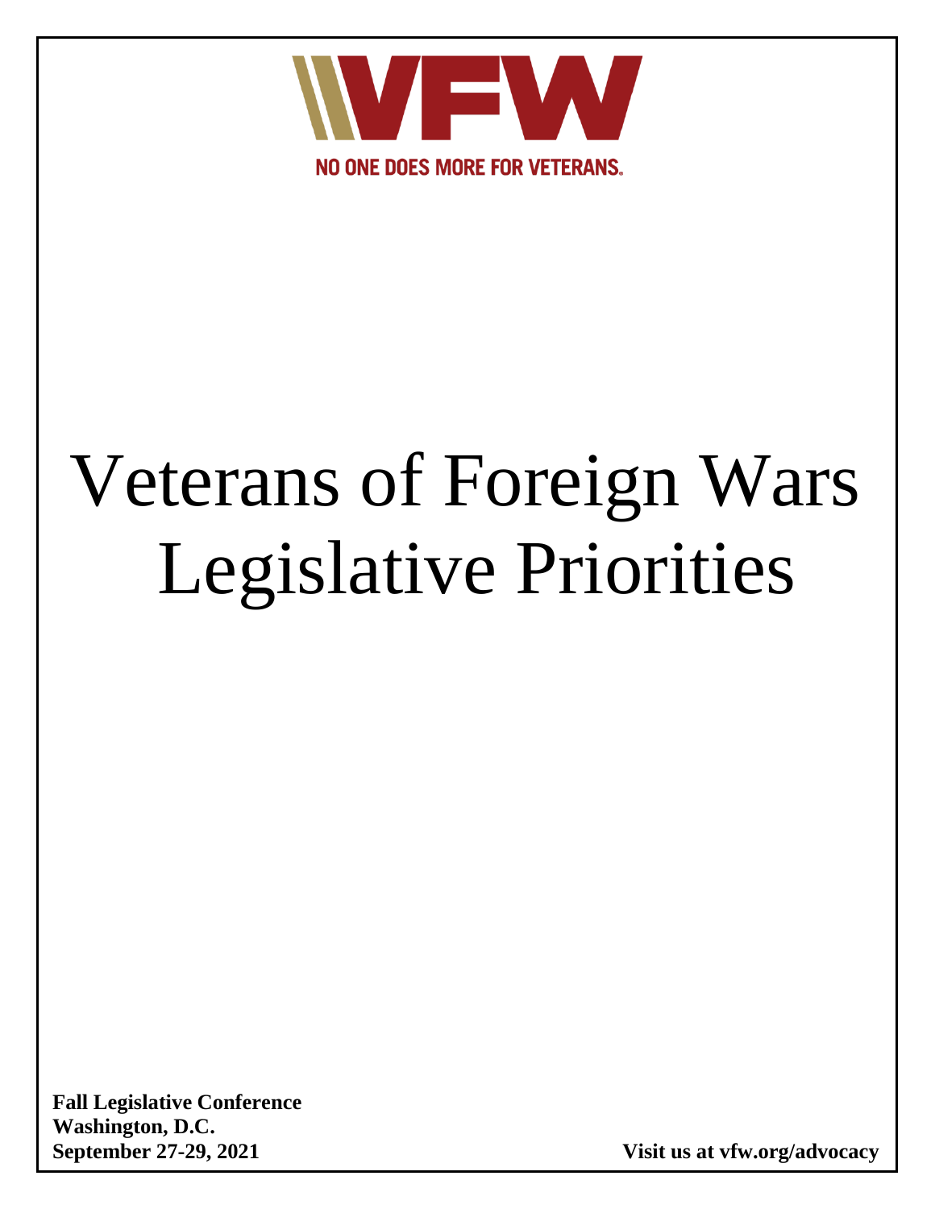VFW

NO ONE DOES MORE FOR VETERANS.

# Veterans of Foreign Wars Legislative Priorities

**Fall Legislative Conference**
**Washington, D.C.**
**September 27-29, 2021**

**Visit us at vfw.org/advocacy**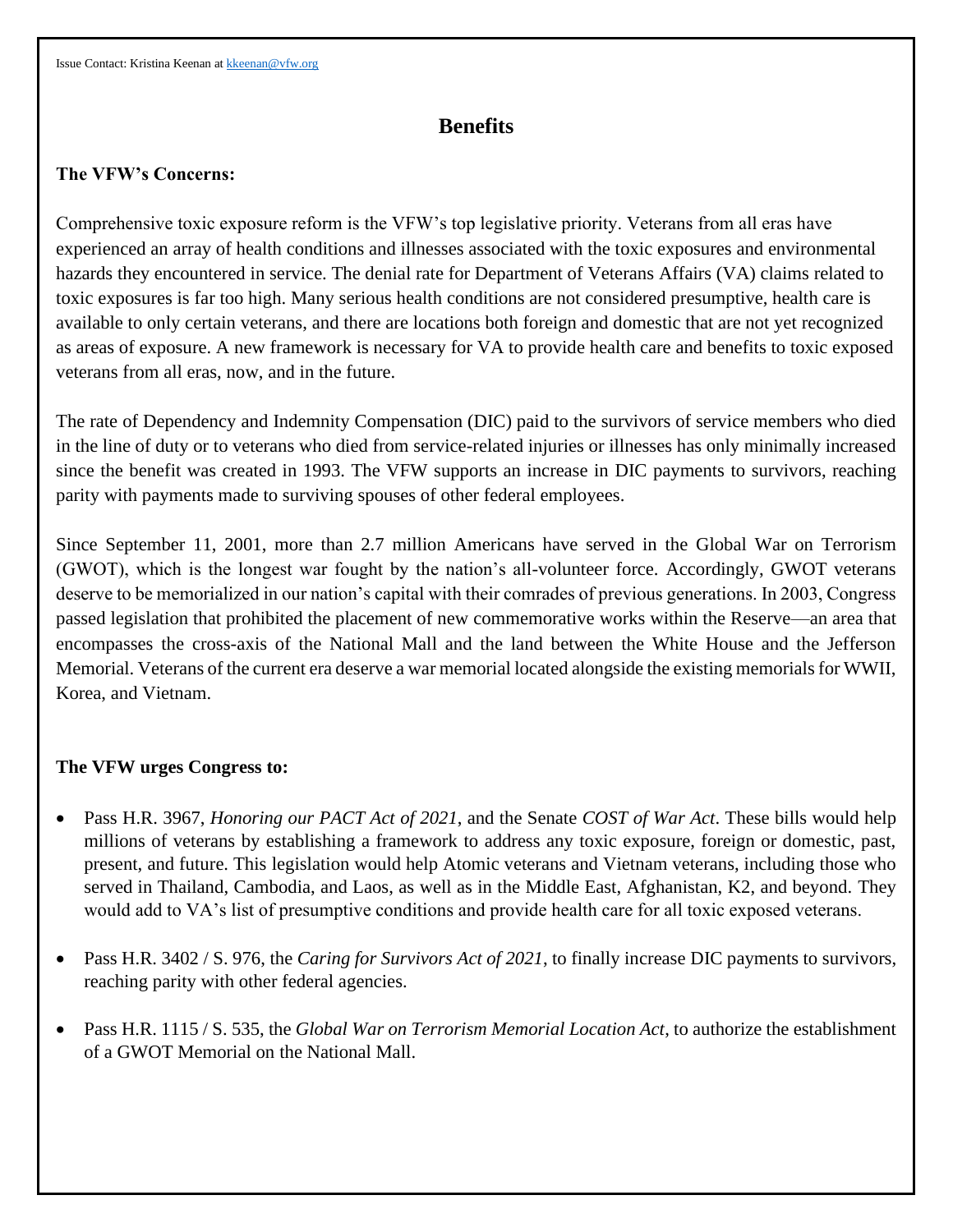Issue Contact: Kristina Keenan at [kkeenan@vfw.org](mailto:kkeenan@vfw.org)

# Benefits

**The VFW's Concerns:**

Comprehensive toxic exposure reform is the VFW's top legislative priority. Veterans from all eras have experienced an array of health conditions and illnesses associated with the toxic exposures and environmental hazards they encountered in service. The denial rate for Department of Veterans Affairs (VA) claims related to toxic exposures is far too high. Many serious health conditions are not considered presumptive, health care is available to only certain veterans, and there are locations both foreign and domestic that are not yet recognized as areas of exposure. A new framework is necessary for VA to provide health care and benefits to toxic exposed veterans from all eras, now, and in the future.

The rate of Dependency and Indemnity Compensation (DIC) paid to the survivors of service members who died in the line of duty or to veterans who died from service-related injuries or illnesses has only minimally increased since the benefit was created in 1993. The VFW supports an increase in DIC payments to survivors, reaching parity with payments made to surviving spouses of other federal employees.

Since September 11, 2001, more than 2.7 million Americans have served in the Global War on Terrorism (GWOT), which is the longest war fought by the nation's all-volunteer force. Accordingly, GWOT veterans deserve to be memorialized in our nation's capital with their comrades of previous generations. In 2003, Congress passed legislation that prohibited the placement of new commemorative works within the Reserve—an area that encompasses the cross-axis of the National Mall and the land between the White House and the Jefferson Memorial. Veterans of the current era deserve a war memorial located alongside the existing memorials for WWII, Korea, and Vietnam.

**The VFW urges Congress to:**

- Pass H.R. 3967, *Honoring our PACT Act of 2021*, and the Senate *COST of War Act*. These bills would help millions of veterans by establishing a framework to address any toxic exposure, foreign or domestic, past, present, and future. This legislation would help Atomic veterans and Vietnam veterans, including those who served in Thailand, Cambodia, and Laos, as well as in the Middle East, Afghanistan, K2, and beyond. They would add to VA's list of presumptive conditions and provide health care for all toxic exposed veterans.

- Pass H.R. 3402 / S. 976, the *Caring for Survivors Act of 2021*, to finally increase DIC payments to survivors, reaching parity with other federal agencies.

- Pass H.R. 1115 / S. 535, the *Global War on Terrorism Memorial Location Act*, to authorize the establishment of a GWOT Memorial on the National Mall.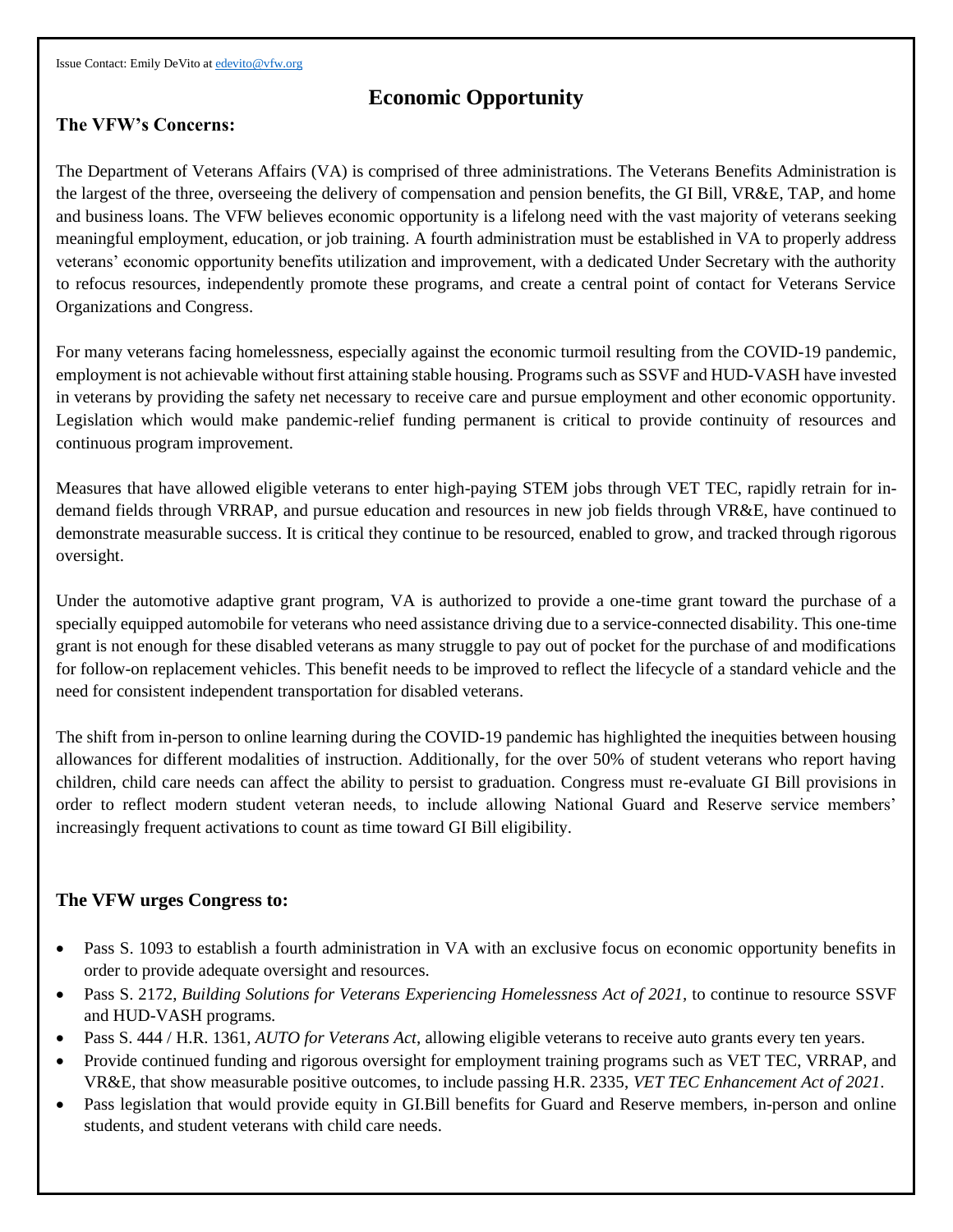Issue Contact: Emily DeVito at edevito@vfw.org

# Economic Opportunity

## The VFW's Concerns:

The Department of Veterans Affairs (VA) is comprised of three administrations. The Veterans Benefits Administration is the largest of the three, overseeing the delivery of compensation and pension benefits, the GI Bill, VR&E, TAP, and home and business loans. The VFW believes economic opportunity is a lifelong need with the vast majority of veterans seeking meaningful employment, education, or job training. A fourth administration must be established in VA to properly address veterans' economic opportunity benefits utilization and improvement, with a dedicated Under Secretary with the authority to refocus resources, independently promote these programs, and create a central point of contact for Veterans Service Organizations and Congress.

For many veterans facing homelessness, especially against the economic turmoil resulting from the COVID-19 pandemic, employment is not achievable without first attaining stable housing. Programs such as SSVF and HUD-VASH have invested in veterans by providing the safety net necessary to receive care and pursue employment and other economic opportunity. Legislation which would make pandemic-relief funding permanent is critical to provide continuity of resources and continuous program improvement.

Measures that have allowed eligible veterans to enter high-paying STEM jobs through VET TEC, rapidly retrain for in-demand fields through VRRAP, and pursue education and resources in new job fields through VR&E, have continued to demonstrate measurable success. It is critical they continue to be resourced, enabled to grow, and tracked through rigorous oversight.

Under the automotive adaptive grant program, VA is authorized to provide a one-time grant toward the purchase of a specially equipped automobile for veterans who need assistance driving due to a service-connected disability. This one-time grant is not enough for these disabled veterans as many struggle to pay out of pocket for the purchase of and modifications for follow-on replacement vehicles. This benefit needs to be improved to reflect the lifecycle of a standard vehicle and the need for consistent independent transportation for disabled veterans.

The shift from in-person to online learning during the COVID-19 pandemic has highlighted the inequities between housing allowances for different modalities of instruction. Additionally, for the over 50% of student veterans who report having children, child care needs can affect the ability to persist to graduation. Congress must re-evaluate GI Bill provisions in order to reflect modern student veteran needs, to include allowing National Guard and Reserve service members' increasingly frequent activations to count as time toward GI Bill eligibility.

## The VFW urges Congress to:

- Pass S. 1093 to establish a fourth administration in VA with an exclusive focus on economic opportunity benefits in order to provide adequate oversight and resources.
- Pass S. 2172, *Building Solutions for Veterans Experiencing Homelessness Act of 2021*, to continue to resource SSVF and HUD-VASH programs.
- Pass S. 444 / H.R. 1361, *AUTO for Veterans Act*, allowing eligible veterans to receive auto grants every ten years.
- Provide continued funding and rigorous oversight for employment training programs such as VET TEC, VRRAP, and VR&E, that show measurable positive outcomes, to include passing H.R. 2335, *VET TEC Enhancement Act of 2021*.
- Pass legislation that would provide equity in GI.Bill benefits for Guard and Reserve members, in-person and online students, and student veterans with child care needs.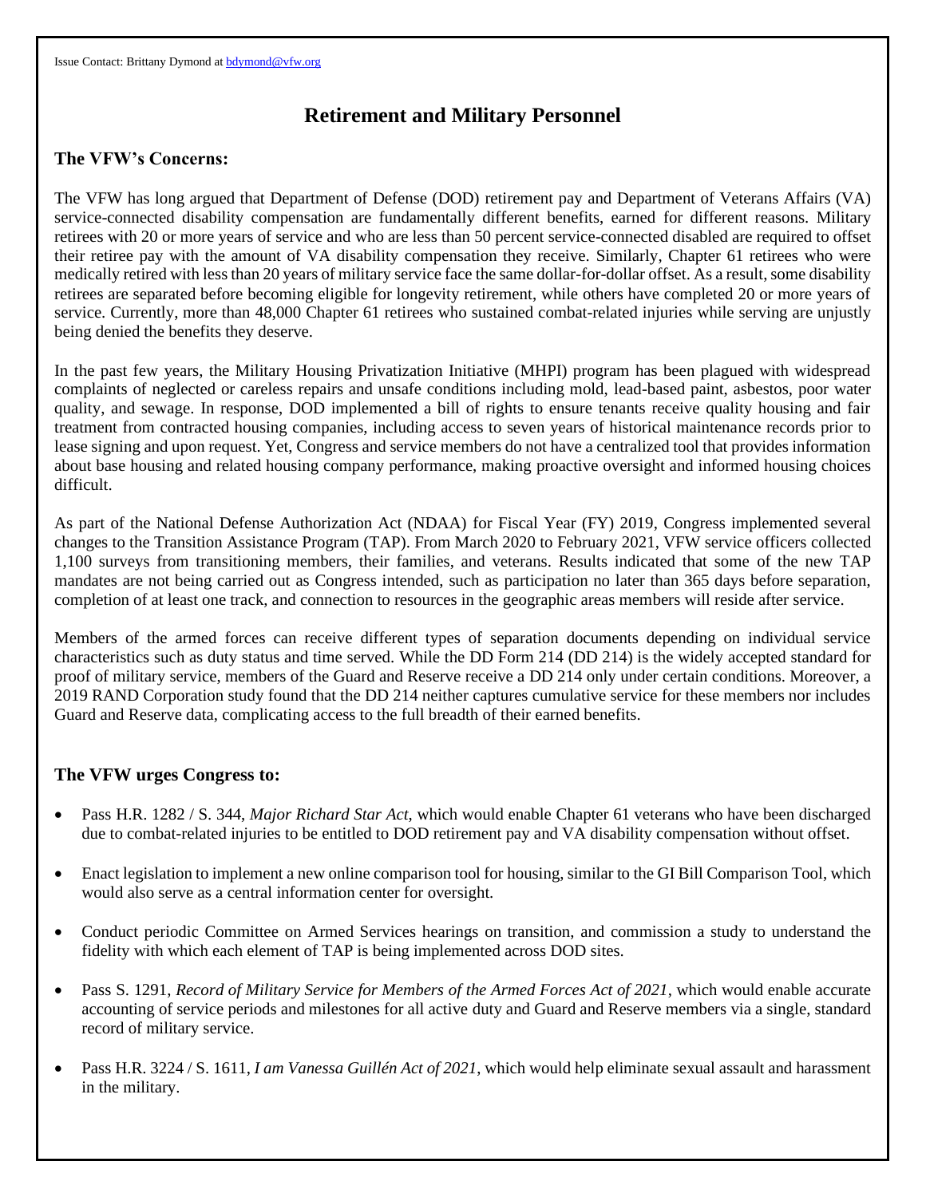Issue Contact: Brittany Dymond at [bdymond@vfw.org](mailto:bdymond@vfw.org)

# Retirement and Military Personnel

## The VFW's Concerns:

The VFW has long argued that Department of Defense (DOD) retirement pay and Department of Veterans Affairs (VA) service-connected disability compensation are fundamentally different benefits, earned for different reasons. Military retirees with 20 or more years of service and who are less than 50 percent service-connected disabled are required to offset their retiree pay with the amount of VA disability compensation they receive. Similarly, Chapter 61 retirees who were medically retired with less than 20 years of military service face the same dollar-for-dollar offset. As a result, some disability retirees are separated before becoming eligible for longevity retirement, while others have completed 20 or more years of service. Currently, more than 48,000 Chapter 61 retirees who sustained combat-related injuries while serving are unjustly being denied the benefits they deserve.

In the past few years, the Military Housing Privatization Initiative (MHPI) program has been plagued with widespread complaints of neglected or careless repairs and unsafe conditions including mold, lead-based paint, asbestos, poor water quality, and sewage. In response, DOD implemented a bill of rights to ensure tenants receive quality housing and fair treatment from contracted housing companies, including access to seven years of historical maintenance records prior to lease signing and upon request. Yet, Congress and service members do not have a centralized tool that provides information about base housing and related housing company performance, making proactive oversight and informed housing choices difficult.

As part of the National Defense Authorization Act (NDAA) for Fiscal Year (FY) 2019, Congress implemented several changes to the Transition Assistance Program (TAP). From March 2020 to February 2021, VFW service officers collected 1,100 surveys from transitioning members, their families, and veterans. Results indicated that some of the new TAP mandates are not being carried out as Congress intended, such as participation no later than 365 days before separation, completion of at least one track, and connection to resources in the geographic areas members will reside after service.

Members of the armed forces can receive different types of separation documents depending on individual service characteristics such as duty status and time served. While the DD Form 214 (DD 214) is the widely accepted standard for proof of military service, members of the Guard and Reserve receive a DD 214 only under certain conditions. Moreover, a 2019 RAND Corporation study found that the DD 214 neither captures cumulative service for these members nor includes Guard and Reserve data, complicating access to the full breadth of their earned benefits.

## The VFW urges Congress to:

- Pass H.R. 1282 / S. 344, *Major Richard Star Act*, which would enable Chapter 61 veterans who have been discharged due to combat-related injuries to be entitled to DOD retirement pay and VA disability compensation without offset.
- Enact legislation to implement a new online comparison tool for housing, similar to the GI Bill Comparison Tool, which would also serve as a central information center for oversight.
- Conduct periodic Committee on Armed Services hearings on transition, and commission a study to understand the fidelity with which each element of TAP is being implemented across DOD sites.
- Pass S. 1291, *Record of Military Service for Members of the Armed Forces Act of 2021*, which would enable accurate accounting of service periods and milestones for all active duty and Guard and Reserve members via a single, standard record of military service.
- Pass H.R. 3224 / S. 1611, *I am Vanessa Guillén Act of 2021*, which would help eliminate sexual assault and harassment in the military.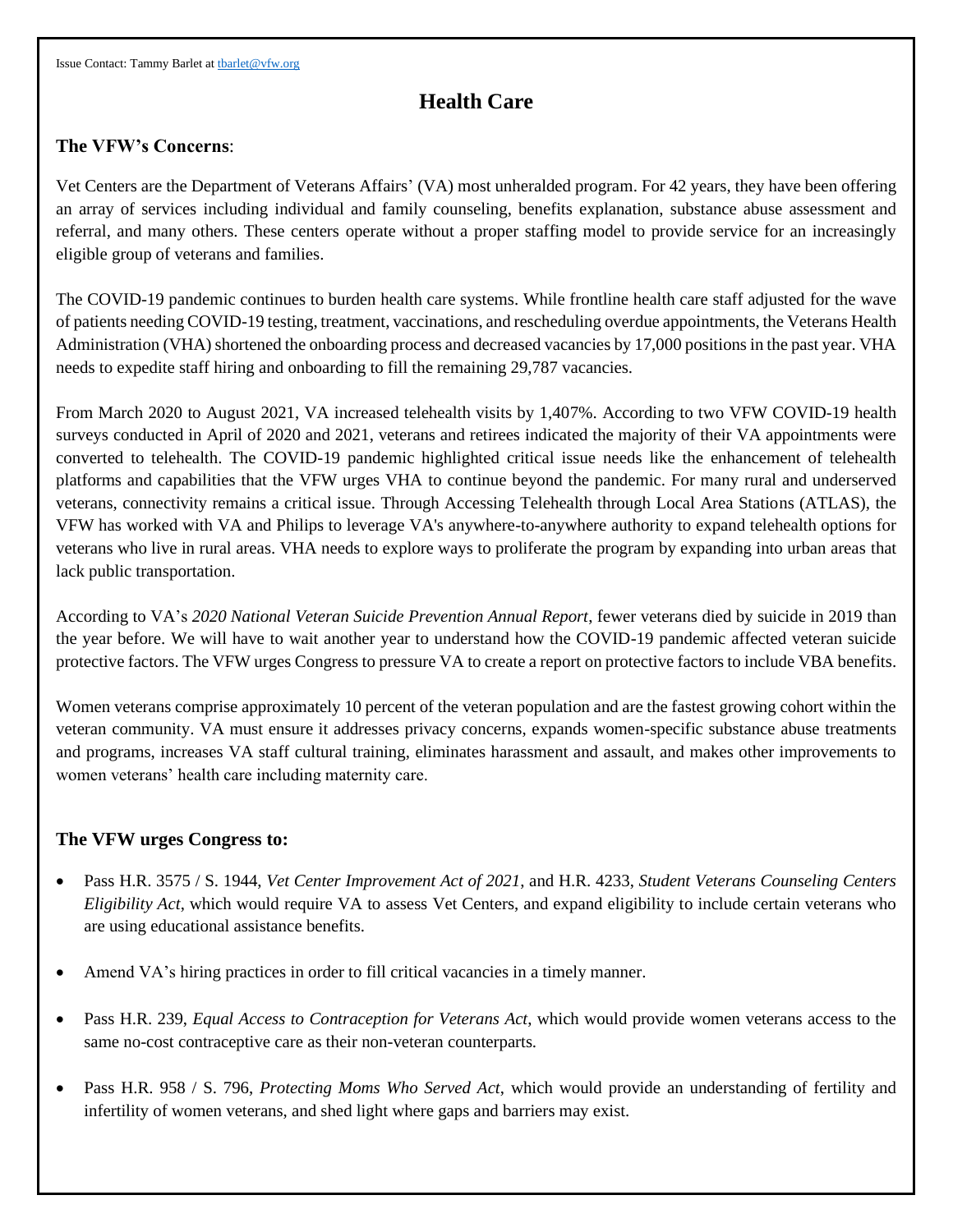Issue Contact: Tammy Barlet at [tbarlet@vfw.org](mailto:tbarlet@vfw.org)

# Health Care

## The VFW's Concerns:

Vet Centers are the Department of Veterans Affairs' (VA) most unheralded program. For 42 years, they have been offering an array of services including individual and family counseling, benefits explanation, substance abuse assessment and referral, and many others. These centers operate without a proper staffing model to provide service for an increasingly eligible group of veterans and families.

The COVID-19 pandemic continues to burden health care systems. While frontline health care staff adjusted for the wave of patients needing COVID-19 testing, treatment, vaccinations, and rescheduling overdue appointments, the Veterans Health Administration (VHA) shortened the onboarding process and decreased vacancies by 17,000 positions in the past year. VHA needs to expedite staff hiring and onboarding to fill the remaining 29,787 vacancies.

From March 2020 to August 2021, VA increased telehealth visits by 1,407%. According to two VFW COVID-19 health surveys conducted in April of 2020 and 2021, veterans and retirees indicated the majority of their VA appointments were converted to telehealth. The COVID-19 pandemic highlighted critical issue needs like the enhancement of telehealth platforms and capabilities that the VFW urges VHA to continue beyond the pandemic. For many rural and underserved veterans, connectivity remains a critical issue. Through Accessing Telehealth through Local Area Stations (ATLAS), the VFW has worked with VA and Philips to leverage VA's anywhere-to-anywhere authority to expand telehealth options for veterans who live in rural areas. VHA needs to explore ways to proliferate the program by expanding into urban areas that lack public transportation.

According to VA's *2020 National Veteran Suicide Prevention Annual Report*, fewer veterans died by suicide in 2019 than the year before. We will have to wait another year to understand how the COVID-19 pandemic affected veteran suicide protective factors. The VFW urges Congress to pressure VA to create a report on protective factors to include VBA benefits.

Women veterans comprise approximately 10 percent of the veteran population and are the fastest growing cohort within the veteran community. VA must ensure it addresses privacy concerns, expands women-specific substance abuse treatments and programs, increases VA staff cultural training, eliminates harassment and assault, and makes other improvements to women veterans' health care including maternity care.

## The VFW urges Congress to:

- Pass H.R. 3575 / S. 1944, *Vet Center Improvement Act of 2021*, and H.R. 4233, *Student Veterans Counseling Centers Eligibility Act*, which would require VA to assess Vet Centers, and expand eligibility to include certain veterans who are using educational assistance benefits.
- Amend VA's hiring practices in order to fill critical vacancies in a timely manner.
- Pass H.R. 239, *Equal Access to Contraception for Veterans Act*, which would provide women veterans access to the same no-cost contraceptive care as their non-veteran counterparts.
- Pass H.R. 958 / S. 796, *Protecting Moms Who Served Act*, which would provide an understanding of fertility and infertility of women veterans, and shed light where gaps and barriers may exist.